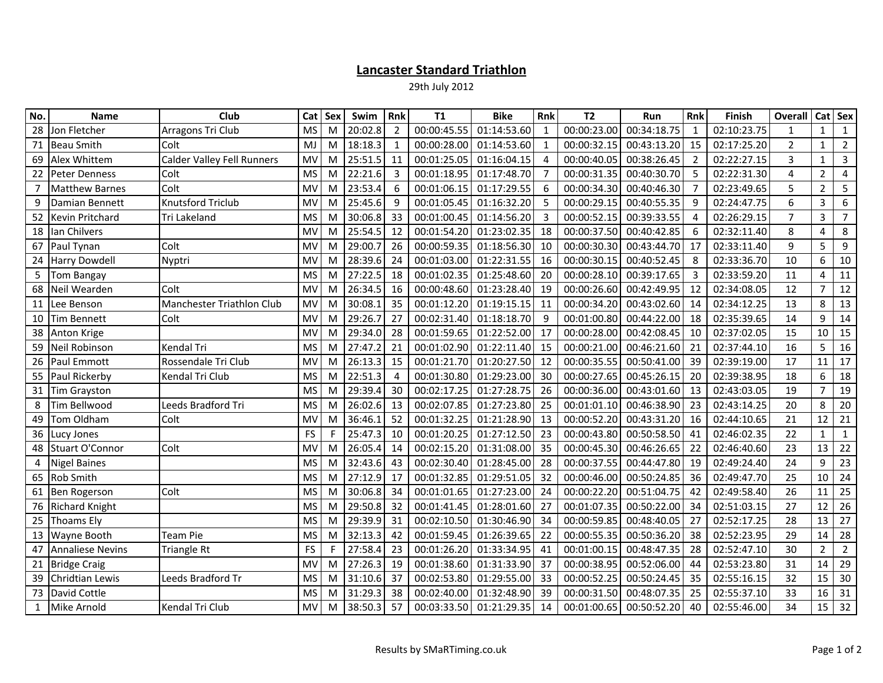# Lancaster Standard Triathlon

29th July 2012

| No. | Name | Club | Cat | Sex | Swim | Rnk | T1 | Bike | Rnk | T2 | Run | Rnk | Finish | Overall | Cat | Sex |
|---|---|---|---|---|---|---|---|---|---|---|---|---|---|---|---|---|
| 28 | Jon Fletcher | Arragons Tri Club | MS | M | 20:02.8 | 2 | 00:00:45.55 | 01:14:53.60 | 1 | 00:00:23.00 | 00:34:18.75 | 1 | 02:10:23.75 | 1 | 1 | 1 |
| 71 | Beau Smith | Colt | MJ | M | 18:18.3 | 1 | 00:00:28.00 | 01:14:53.60 | 1 | 00:00:32.15 | 00:43:13.20 | 15 | 02:17:25.20 | 2 | 1 | 2 |
| 69 | Alex Whittem | Calder Valley Fell Runners | MV | M | 25:51.5 | 11 | 00:01:25.05 | 01:16:04.15 | 4 | 00:00:40.05 | 00:38:26.45 | 2 | 02:22:27.15 | 3 | 1 | 3 |
| 22 | Peter Denness | Colt | MS | M | 22:21.6 | 3 | 00:01:18.95 | 01:17:48.70 | 7 | 00:00:31.35 | 00:40:30.70 | 5 | 02:22:31.30 | 4 | 2 | 4 |
| 7 | Matthew Barnes | Colt | MV | M | 23:53.4 | 6 | 00:01:06.15 | 01:17:29.55 | 6 | 00:00:34.30 | 00:40:46.30 | 7 | 02:23:49.65 | 5 | 2 | 5 |
| 9 | Damian Bennett | Knutsford Triclub | MV | M | 25:45.6 | 9 | 00:01:05.45 | 01:16:32.20 | 5 | 00:00:29.15 | 00:40:55.35 | 9 | 02:24:47.75 | 6 | 3 | 6 |
| 52 | Kevin Pritchard | Tri Lakeland | MS | M | 30:06.8 | 33 | 00:01:00.45 | 01:14:56.20 | 3 | 00:00:52.15 | 00:39:33.55 | 4 | 02:26:29.15 | 7 | 3 | 7 |
| 18 | Ian Chilvers | | MV | M | 25:54.5 | 12 | 00:01:54.20 | 01:23:02.35 | 18 | 00:00:37.50 | 00:40:42.85 | 6 | 02:32:11.40 | 8 | 4 | 8 |
| 67 | Paul Tynan | Colt | MV | M | 29:00.7 | 26 | 00:00:59.35 | 01:18:56.30 | 10 | 00:00:30.30 | 00:43:44.70 | 17 | 02:33:11.40 | 9 | 5 | 9 |
| 24 | Harry Dowdell | Nyptri | MV | M | 28:39.6 | 24 | 00:01:03.00 | 01:22:31.55 | 16 | 00:00:30.15 | 00:40:52.45 | 8 | 02:33:36.70 | 10 | 6 | 10 |
| 5 | Tom Bangay | | MS | M | 27:22.5 | 18 | 00:01:02.35 | 01:25:48.60 | 20 | 00:00:28.10 | 00:39:17.65 | 3 | 02:33:59.20 | 11 | 4 | 11 |
| 68 | Neil Wearden | Colt | MV | M | 26:34.5 | 16 | 00:00:48.60 | 01:23:28.40 | 19 | 00:00:26.60 | 00:42:49.95 | 12 | 02:34:08.05 | 12 | 7 | 12 |
| 11 | Lee Benson | Manchester Triathlon Club | MV | M | 30:08.1 | 35 | 00:01:12.20 | 01:19:15.15 | 11 | 00:00:34.20 | 00:43:02.60 | 14 | 02:34:12.25 | 13 | 8 | 13 |
| 10 | Tim Bennett | Colt | MV | M | 29:26.7 | 27 | 00:02:31.40 | 01:18:18.70 | 9 | 00:01:00.80 | 00:44:22.00 | 18 | 02:35:39.65 | 14 | 9 | 14 |
| 38 | Anton Krige | | MV | M | 29:34.0 | 28 | 00:01:59.65 | 01:22:52.00 | 17 | 00:00:28.00 | 00:42:08.45 | 10 | 02:37:02.05 | 15 | 10 | 15 |
| 59 | Neil Robinson | Kendal Tri | MS | M | 27:47.2 | 21 | 00:01:02.90 | 01:22:11.40 | 15 | 00:00:21.00 | 00:46:21.60 | 21 | 02:37:44.10 | 16 | 5 | 16 |
| 26 | Paul Emmott | Rossendale Tri Club | MV | M | 26:13.3 | 15 | 00:01:21.70 | 01:20:27.50 | 12 | 00:00:35.55 | 00:50:41.00 | 39 | 02:39:19.00 | 17 | 11 | 17 |
| 55 | Paul Rickerby | Kendal Tri Club | MS | M | 22:51.3 | 4 | 00:01:30.80 | 01:29:23.00 | 30 | 00:00:27.65 | 00:45:26.15 | 20 | 02:39:38.95 | 18 | 6 | 18 |
| 31 | Tim Grayston | | MS | M | 29:39.4 | 30 | 00:02:17.25 | 01:27:28.75 | 26 | 00:00:36.00 | 00:43:01.60 | 13 | 02:43:03.05 | 19 | 7 | 19 |
| 8 | Tim Bellwood | Leeds Bradford Tri | MS | M | 26:02.6 | 13 | 00:02:07.85 | 01:27:23.80 | 25 | 00:01:01.10 | 00:46:38.90 | 23 | 02:43:14.25 | 20 | 8 | 20 |
| 49 | Tom Oldham | Colt | MV | M | 36:46.1 | 52 | 00:01:32.25 | 01:21:28.90 | 13 | 00:00:52.20 | 00:43:31.20 | 16 | 02:44:10.65 | 21 | 12 | 21 |
| 36 | Lucy Jones | | FS | F | 25:47.3 | 10 | 00:01:20.25 | 01:27:12.50 | 23 | 00:00:43.80 | 00:50:58.50 | 41 | 02:46:02.35 | 22 | 1 | 1 |
| 48 | Stuart O'Connor | Colt | MV | M | 26:05.4 | 14 | 00:02:15.20 | 01:31:08.00 | 35 | 00:00:45.30 | 00:46:26.65 | 22 | 02:46:40.60 | 23 | 13 | 22 |
| 4 | Nigel Baines | | MS | M | 32:43.6 | 43 | 00:02:30.40 | 01:28:45.00 | 28 | 00:00:37.55 | 00:44:47.80 | 19 | 02:49:24.40 | 24 | 9 | 23 |
| 65 | Rob Smith | | MS | M | 27:12.9 | 17 | 00:01:32.85 | 01:29:51.05 | 32 | 00:00:46.00 | 00:50:24.85 | 36 | 02:49:47.70 | 25 | 10 | 24 |
| 61 | Ben Rogerson | Colt | MS | M | 30:06.8 | 34 | 00:01:01.65 | 01:27:23.00 | 24 | 00:00:22.20 | 00:51:04.75 | 42 | 02:49:58.40 | 26 | 11 | 25 |
| 76 | Richard Knight | | MS | M | 29:50.8 | 32 | 00:01:41.45 | 01:28:01.60 | 27 | 00:01:07.35 | 00:50:22.00 | 34 | 02:51:03.15 | 27 | 12 | 26 |
| 25 | Thoams Ely | | MS | M | 29:39.9 | 31 | 00:02:10.50 | 01:30:46.90 | 34 | 00:00:59.85 | 00:48:40.05 | 27 | 02:52:17.25 | 28 | 13 | 27 |
| 13 | Wayne Booth | Team Pie | MS | M | 32:13.3 | 42 | 00:01:59.45 | 01:26:39.65 | 22 | 00:00:55.35 | 00:50:36.20 | 38 | 02:52:23.95 | 29 | 14 | 28 |
| 47 | Annaliese Nevins | Triangle Rt | FS | F | 27:58.4 | 23 | 00:01:26.20 | 01:33:34.95 | 41 | 00:01:00.15 | 00:48:47.35 | 28 | 02:52:47.10 | 30 | 2 | 2 |
| 21 | Bridge Craig | | MV | M | 27:26.3 | 19 | 00:01:38.60 | 01:31:33.90 | 37 | 00:00:38.95 | 00:52:06.00 | 44 | 02:53:23.80 | 31 | 14 | 29 |
| 39 | Chridtian Lewis | Leeds Bradford Tr | MS | M | 31:10.6 | 37 | 00:02:53.80 | 01:29:55.00 | 33 | 00:00:52.25 | 00:50:24.45 | 35 | 02:55:16.15 | 32 | 15 | 30 |
| 73 | David Cottle | | MS | M | 31:29.3 | 38 | 00:02:40.00 | 01:32:48.90 | 39 | 00:00:31.50 | 00:48:07.35 | 25 | 02:55:37.10 | 33 | 16 | 31 |
| 1 | Mike Arnold | Kendal Tri Club | MV | M | 38:50.3 | 57 | 00:03:33.50 | 01:21:29.35 | 14 | 00:01:00.65 | 00:50:52.20 | 40 | 02:55:46.00 | 34 | 15 | 32 |

Results by SMaRTiming.co.uk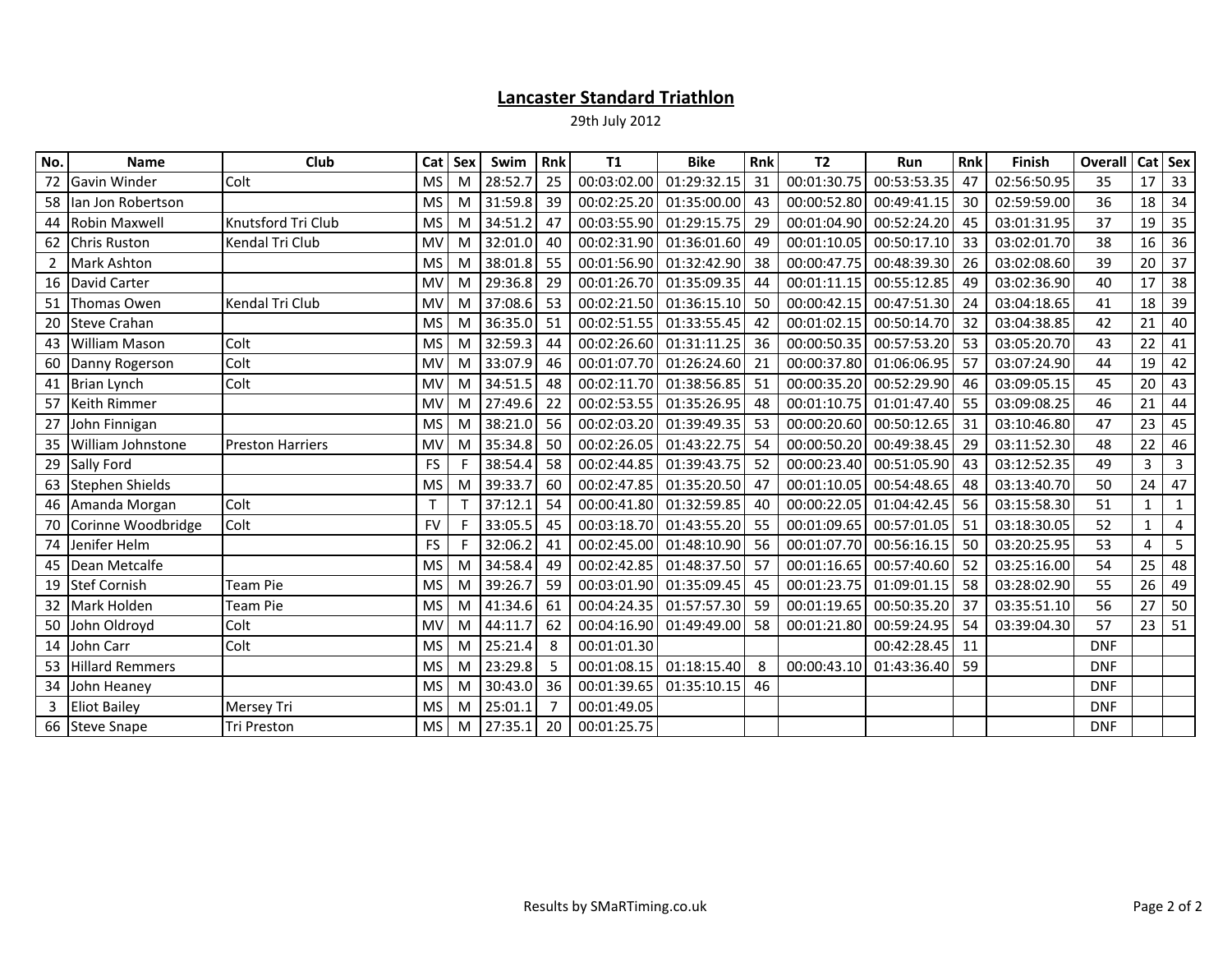## Lancaster Standard Triathlon

29th July 2012

| No. | Name | Club | Cat | Sex | Swim | Rnk | T1 | Bike | Rnk | T2 | Run | Rnk | Finish | Overall | Cat | Sex |
|---|---|---|---|---|---|---|---|---|---|---|---|---|---|---|---|---|
| 72 | Gavin Winder | Colt | MS | M | 28:52.7 | 25 | 00:03:02.00 | 01:29:32.15 | 31 | 00:01:30.75 | 00:53:53.35 | 47 | 02:56:50.95 | 35 | 17 | 33 |
| 58 | Ian Jon Robertson | | MS | M | 31:59.8 | 39 | 00:02:25.20 | 01:35:00.00 | 43 | 00:00:52.80 | 00:49:41.15 | 30 | 02:59:59.00 | 36 | 18 | 34 |
| 44 | Robin Maxwell | Knutsford Tri Club | MS | M | 34:51.2 | 47 | 00:03:55.90 | 01:29:15.75 | 29 | 00:01:04.90 | 00:52:24.20 | 45 | 03:01:31.95 | 37 | 19 | 35 |
| 62 | Chris Ruston | Kendal Tri Club | MV | M | 32:01.0 | 40 | 00:02:31.90 | 01:36:01.60 | 49 | 00:01:10.05 | 00:50:17.10 | 33 | 03:02:01.70 | 38 | 16 | 36 |
| 2 | Mark Ashton | | MS | M | 38:01.8 | 55 | 00:01:56.90 | 01:32:42.90 | 38 | 00:00:47.75 | 00:48:39.30 | 26 | 03:02:08.60 | 39 | 20 | 37 |
| 16 | David Carter | | MV | M | 29:36.8 | 29 | 00:01:26.70 | 01:35:09.35 | 44 | 00:01:11.15 | 00:55:12.85 | 49 | 03:02:36.90 | 40 | 17 | 38 |
| 51 | Thomas Owen | Kendal Tri Club | MV | M | 37:08.6 | 53 | 00:02:21.50 | 01:36:15.10 | 50 | 00:00:42.15 | 00:47:51.30 | 24 | 03:04:18.65 | 41 | 18 | 39 |
| 20 | Steve Crahan | | MS | M | 36:35.0 | 51 | 00:02:51.55 | 01:33:55.45 | 42 | 00:01:02.15 | 00:50:14.70 | 32 | 03:04:38.85 | 42 | 21 | 40 |
| 43 | William Mason | Colt | MS | M | 32:59.3 | 44 | 00:02:26.60 | 01:31:11.25 | 36 | 00:00:50.35 | 00:57:53.20 | 53 | 03:05:20.70 | 43 | 22 | 41 |
| 60 | Danny Rogerson | Colt | MV | M | 33:07.9 | 46 | 00:01:07.70 | 01:26:24.60 | 21 | 00:00:37.80 | 01:06:06.95 | 57 | 03:07:24.90 | 44 | 19 | 42 |
| 41 | Brian Lynch | Colt | MV | M | 34:51.5 | 48 | 00:02:11.70 | 01:38:56.85 | 51 | 00:00:35.20 | 00:52:29.90 | 46 | 03:09:05.15 | 45 | 20 | 43 |
| 57 | Keith Rimmer | | MV | M | 27:49.6 | 22 | 00:02:53.55 | 01:35:26.95 | 48 | 00:01:10.75 | 01:01:47.40 | 55 | 03:09:08.25 | 46 | 21 | 44 |
| 27 | John Finnigan | | MS | M | 38:21.0 | 56 | 00:02:03.20 | 01:39:49.35 | 53 | 00:00:20.60 | 00:50:12.65 | 31 | 03:10:46.80 | 47 | 23 | 45 |
| 35 | William Johnstone | Preston Harriers | MV | M | 35:34.8 | 50 | 00:02:26.05 | 01:43:22.75 | 54 | 00:00:50.20 | 00:49:38.45 | 29 | 03:11:52.30 | 48 | 22 | 46 |
| 29 | Sally Ford | | FS | F | 38:54.4 | 58 | 00:02:44.85 | 01:39:43.75 | 52 | 00:00:23.40 | 00:51:05.90 | 43 | 03:12:52.35 | 49 | 3 | 3 |
| 63 | Stephen Shields | | MS | M | 39:33.7 | 60 | 00:02:47.85 | 01:35:20.50 | 47 | 00:01:10.05 | 00:54:48.65 | 48 | 03:13:40.70 | 50 | 24 | 47 |
| 46 | Amanda Morgan | Colt | T | T | 37:12.1 | 54 | 00:00:41.80 | 01:32:59.85 | 40 | 00:00:22.05 | 01:04:42.45 | 56 | 03:15:58.30 | 51 | 1 | 1 |
| 70 | Corinne Woodbridge | Colt | FV | F | 33:05.5 | 45 | 00:03:18.70 | 01:43:55.20 | 55 | 00:01:09.65 | 00:57:01.05 | 51 | 03:18:30.05 | 52 | 1 | 4 |
| 74 | Jenifer Helm | | FS | F | 32:06.2 | 41 | 00:02:45.00 | 01:48:10.90 | 56 | 00:01:07.70 | 00:56:16.15 | 50 | 03:20:25.95 | 53 | 4 | 5 |
| 45 | Dean Metcalfe | | MS | M | 34:58.4 | 49 | 00:02:42.85 | 01:48:37.50 | 57 | 00:01:16.65 | 00:57:40.60 | 52 | 03:25:16.00 | 54 | 25 | 48 |
| 19 | Stef Cornish | Team Pie | MS | M | 39:26.7 | 59 | 00:03:01.90 | 01:35:09.45 | 45 | 00:01:23.75 | 01:09:01.15 | 58 | 03:28:02.90 | 55 | 26 | 49 |
| 32 | Mark Holden | Team Pie | MS | M | 41:34.6 | 61 | 00:04:24.35 | 01:57:57.30 | 59 | 00:01:19.65 | 00:50:35.20 | 37 | 03:35:51.10 | 56 | 27 | 50 |
| 50 | John Oldroyd | Colt | MV | M | 44:11.7 | 62 | 00:04:16.90 | 01:49:49.00 | 58 | 00:01:21.80 | 00:59:24.95 | 54 | 03:39:04.30 | 57 | 23 | 51 |
| 14 | John Carr | Colt | MS | M | 25:21.4 | 8 | 00:01:01.30 | | | | 00:42:28.45 | 11 | | DNF | | |
| 53 | Hillard Remmers | | MS | M | 23:29.8 | 5 | 00:01:08.15 | 01:18:15.40 | 8 | 00:00:43.10 | 01:43:36.40 | 59 | | DNF | | |
| 34 | John Heaney | | MS | M | 30:43.0 | 36 | 00:01:39.65 | 01:35:10.15 | 46 | | | | | DNF | | |
| 3 | Eliot Bailey | Mersey Tri | MS | M | 25:01.1 | 7 | 00:01:49.05 | | | | | | | DNF | | |
| 66 | Steve Snape | Tri Preston | MS | M | 27:35.1 | 20 | 00:01:25.75 | | | | | | | DNF | | |

Results by SMaRTiming.co.uk